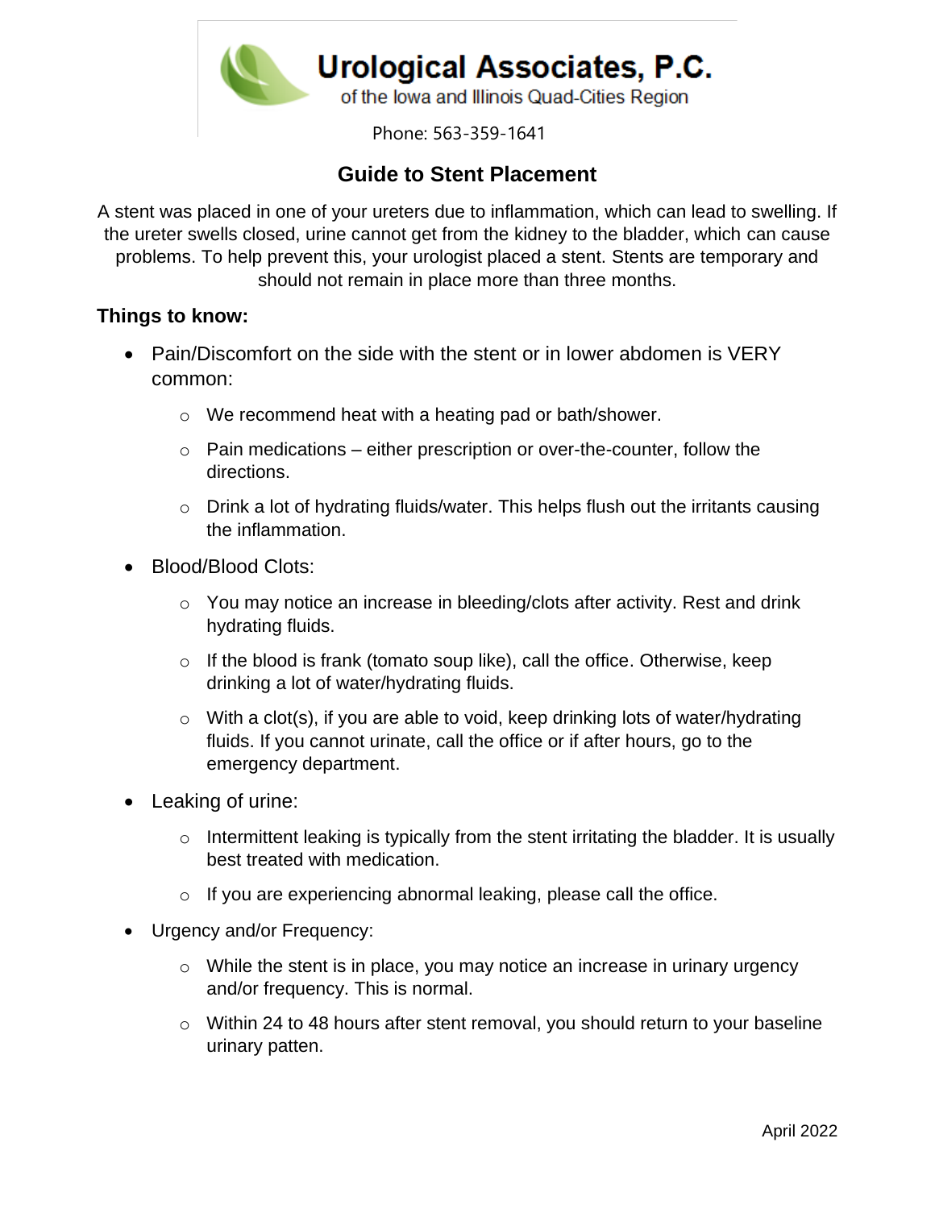# Urological Associates, P.C.

of the Iowa and Illinois Quad-Cities Region

Phone: 563-359-1641

## Guide to Stent Placement

A stent was placed in one of your ureters due to inflammation, which can lead to swelling. If the ureter swells closed, urine cannot get from the kidney to the bladder, which can cause problems. To help prevent this, your urologist placed a stent. Stents are temporary and should not remain in place more than three months.

**Things to know:**

- Pain/Discomfort on the side with the stent or in lower abdomen is VERY common:
  - We recommend heat with a heating pad or bath/shower.
  - Pain medications – either prescription or over-the-counter, follow the directions.
  - Drink a lot of hydrating fluids/water. This helps flush out the irritants causing the inflammation.
- Blood/Blood Clots:
  - You may notice an increase in bleeding/clots after activity. Rest and drink hydrating fluids.
  - If the blood is frank (tomato soup like), call the office. Otherwise, keep drinking a lot of water/hydrating fluids.
  - With a clot(s), if you are able to void, keep drinking lots of water/hydrating fluids. If you cannot urinate, call the office or if after hours, go to the emergency department.
- Leaking of urine:
  - Intermittent leaking is typically from the stent irritating the bladder. It is usually best treated with medication.
  - If you are experiencing abnormal leaking, please call the office.
- Urgency and/or Frequency:
  - While the stent is in place, you may notice an increase in urinary urgency and/or frequency. This is normal.
  - Within 24 to 48 hours after stent removal, you should return to your baseline urinary patten.

April 2022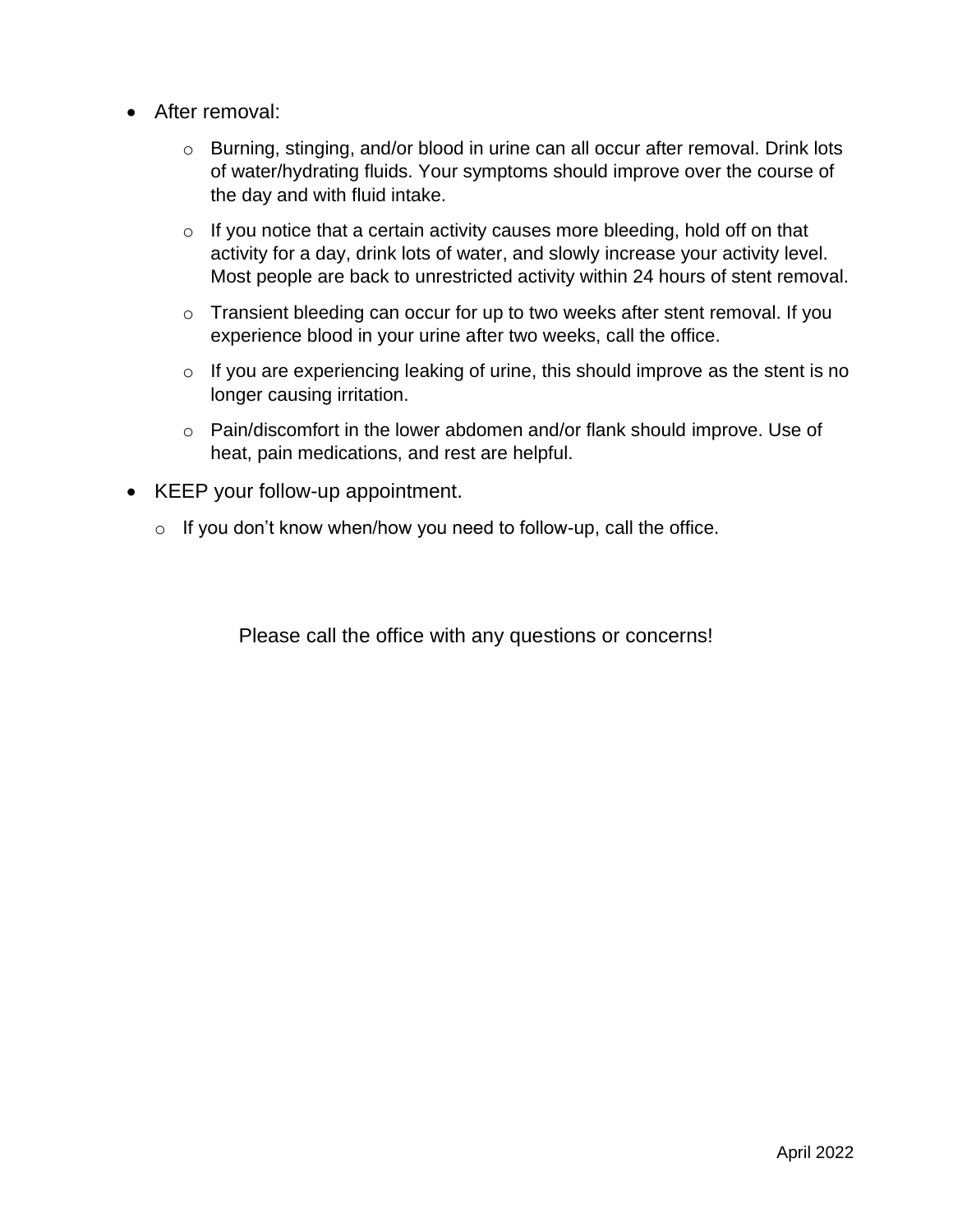- After removal:
  - Burning, stinging, and/or blood in urine can all occur after removal. Drink lots of water/hydrating fluids. Your symptoms should improve over the course of the day and with fluid intake.
  - If you notice that a certain activity causes more bleeding, hold off on that activity for a day, drink lots of water, and slowly increase your activity level. Most people are back to unrestricted activity within 24 hours of stent removal.
  - Transient bleeding can occur for up to two weeks after stent removal. If you experience blood in your urine after two weeks, call the office.
  - If you are experiencing leaking of urine, this should improve as the stent is no longer causing irritation.
  - Pain/discomfort in the lower abdomen and/or flank should improve. Use of heat, pain medications, and rest are helpful.
- KEEP your follow-up appointment.
  - If you don't know when/how you need to follow-up, call the office.

Please call the office with any questions or concerns!

April 2022